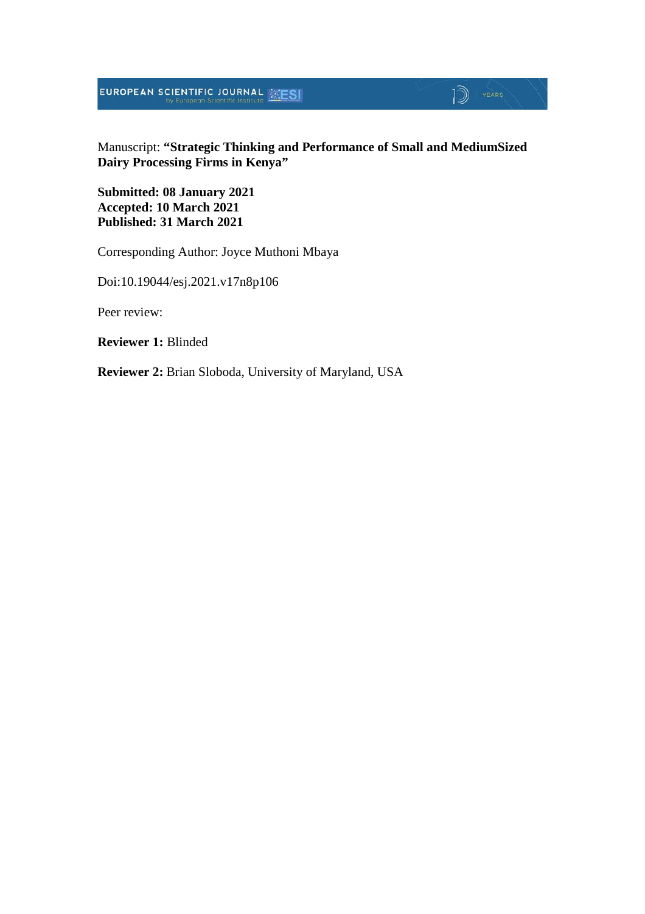Manuscript: **“Strategic Thinking and Performance of Small and MediumSized Dairy Processing Firms in Kenya”**

**Submitted: 08 January 2021**
**Accepted: 10 March 2021**
**Published: 31 March 2021**

Corresponding Author: Joyce Muthoni Mbaya

Doi:10.19044/esj.2021.v17n8p106

Peer review:

**Reviewer 1:** Blinded

**Reviewer 2:** Brian Sloboda, University of Maryland, USA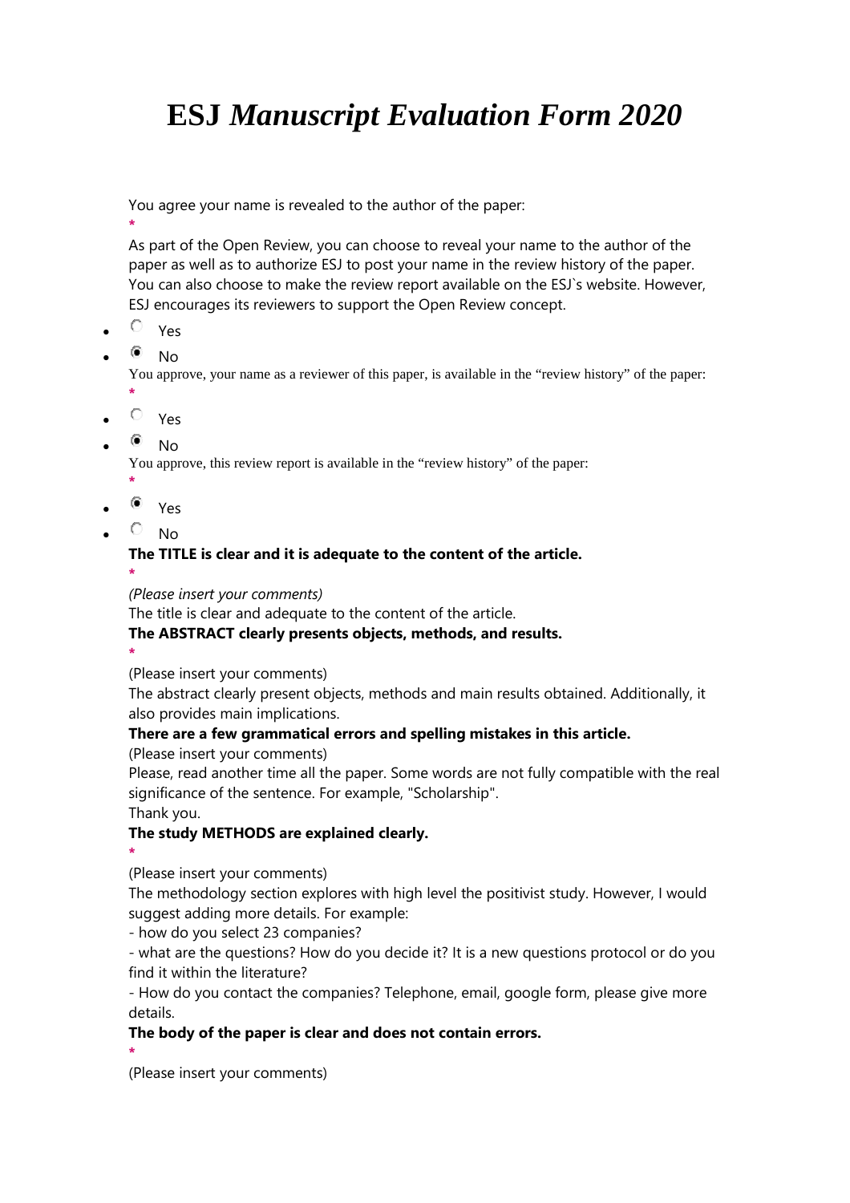# ESJ *Manuscript Evaluation Form 2020*

You agree your name is revealed to the author of the paper:

*

As part of the Open Review, you can choose to reveal your name to the author of the paper as well as to authorize ESJ to post your name in the review history of the paper. You can also choose to make the review report available on the ESJ`s website. However, ESJ encourages its reviewers to support the Open Review concept.

- ○ Yes
- ◉ No

You approve, your name as a reviewer of this paper, is available in the "review history" of the paper:

*

- ○ Yes
- ◉ No

You approve, this review report is available in the "review history" of the paper:

*

- ◉ Yes
- ○ No

**The TITLE is clear and it is adequate to the content of the article.**

*

*(Please insert your comments)*

The title is clear and adequate to the content of the article.

**The ABSTRACT clearly presents objects, methods, and results.**

*

(Please insert your comments)

The abstract clearly present objects, methods and main results obtained. Additionally, it also provides main implications.

**There are a few grammatical errors and spelling mistakes in this article.**

(Please insert your comments)

Please, read another time all the paper. Some words are not fully compatible with the real significance of the sentence. For example, "Scholarship".

Thank you.

**The study METHODS are explained clearly.**

*

(Please insert your comments)

The methodology section explores with high level the positivist study. However, I would suggest adding more details. For example:

- how do you select 23 companies?
- what are the questions? How do you decide it? It is a new questions protocol or do you find it within the literature?
- How do you contact the companies? Telephone, email, google form, please give more details.

**The body of the paper is clear and does not contain errors.**

*

(Please insert your comments)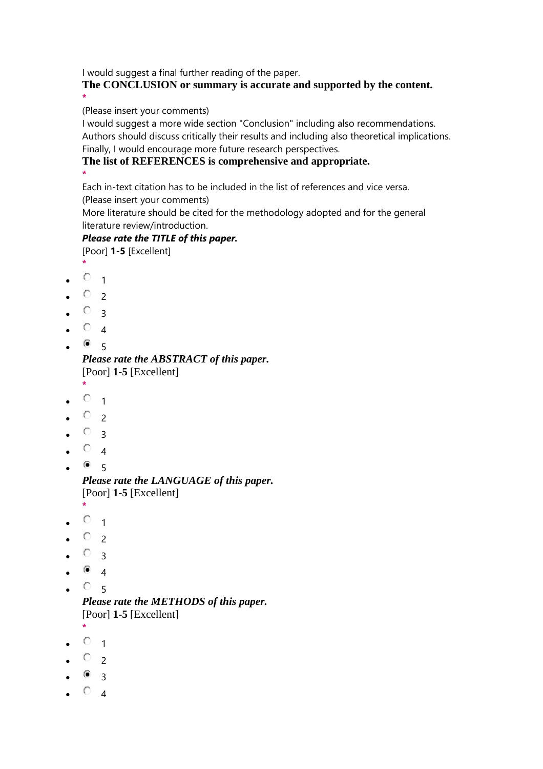I would suggest a final further reading of the paper.

**The CONCLUSION or summary is accurate and supported by the content.**
*

(Please insert your comments)

I would suggest a more wide section "Conclusion" including also recommendations. Authors should discuss critically their results and including also theoretical implications. Finally, I would encourage more future research perspectives.

**The list of REFERENCES is comprehensive and appropriate.**
*

Each in-text citation has to be included in the list of references and vice versa.

(Please insert your comments)

More literature should be cited for the methodology adopted and for the general literature review/introduction.

***Please rate the TITLE of this paper.***

[Poor] **1-5** [Excellent]
*

- ○ 1
- ○ 2
- ○ 3
- ○ 4
- ● 5

***Please rate the ABSTRACT of this paper.***

[Poor] **1-5** [Excellent]
*

- ○ 1
- ○ 2
- ○ 3
- ○ 4
- ● 5

***Please rate the LANGUAGE of this paper.***

[Poor] **1-5** [Excellent]
*

- ○ 1
- ○ 2
- ○ 3
- ● 4
- ○ 5

***Please rate the METHODS of this paper.***

[Poor] **1-5** [Excellent]
*

- ○ 1
- ○ 2
- ● 3
- ○ 4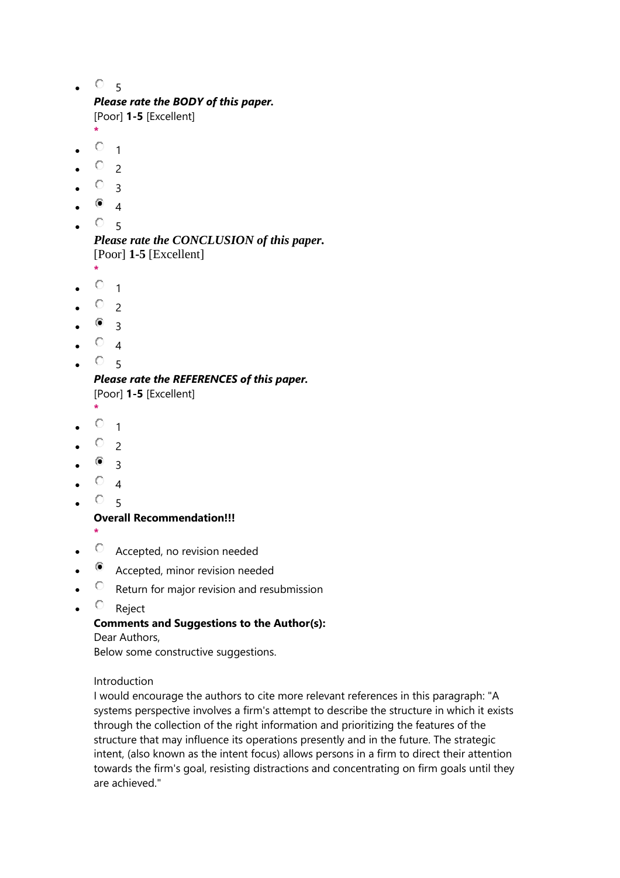- ○ 5

***Please rate the BODY of this paper.***
[Poor] **1-5** [Excellent]
*

- ○ 1
- ○ 2
- ○ 3
- ◉ 4
- ○ 5

***Please rate the CONCLUSION of this paper.***
[Poor] **1-5** [Excellent]
*

- ○ 1
- ○ 2
- ◉ 3
- ○ 4
- ○ 5

***Please rate the REFERENCES of this paper.***
[Poor] **1-5** [Excellent]
*

- ○ 1
- ○ 2
- ◉ 3
- ○ 4
- ○ 5

**Overall Recommendation!!!**
*

- ○ Accepted, no revision needed
- ◉ Accepted, minor revision needed
- ○ Return for major revision and resubmission
- ○ Reject

**Comments and Suggestions to the Author(s):**
Dear Authors,
Below some constructive suggestions.

Introduction
I would encourage the authors to cite more relevant references in this paragraph: "A systems perspective involves a firm's attempt to describe the structure in which it exists through the collection of the right information and prioritizing the features of the structure that may influence its operations presently and in the future. The strategic intent, (also known as the intent focus) allows persons in a firm to direct their attention towards the firm's goal, resisting distractions and concentrating on firm goals until they are achieved."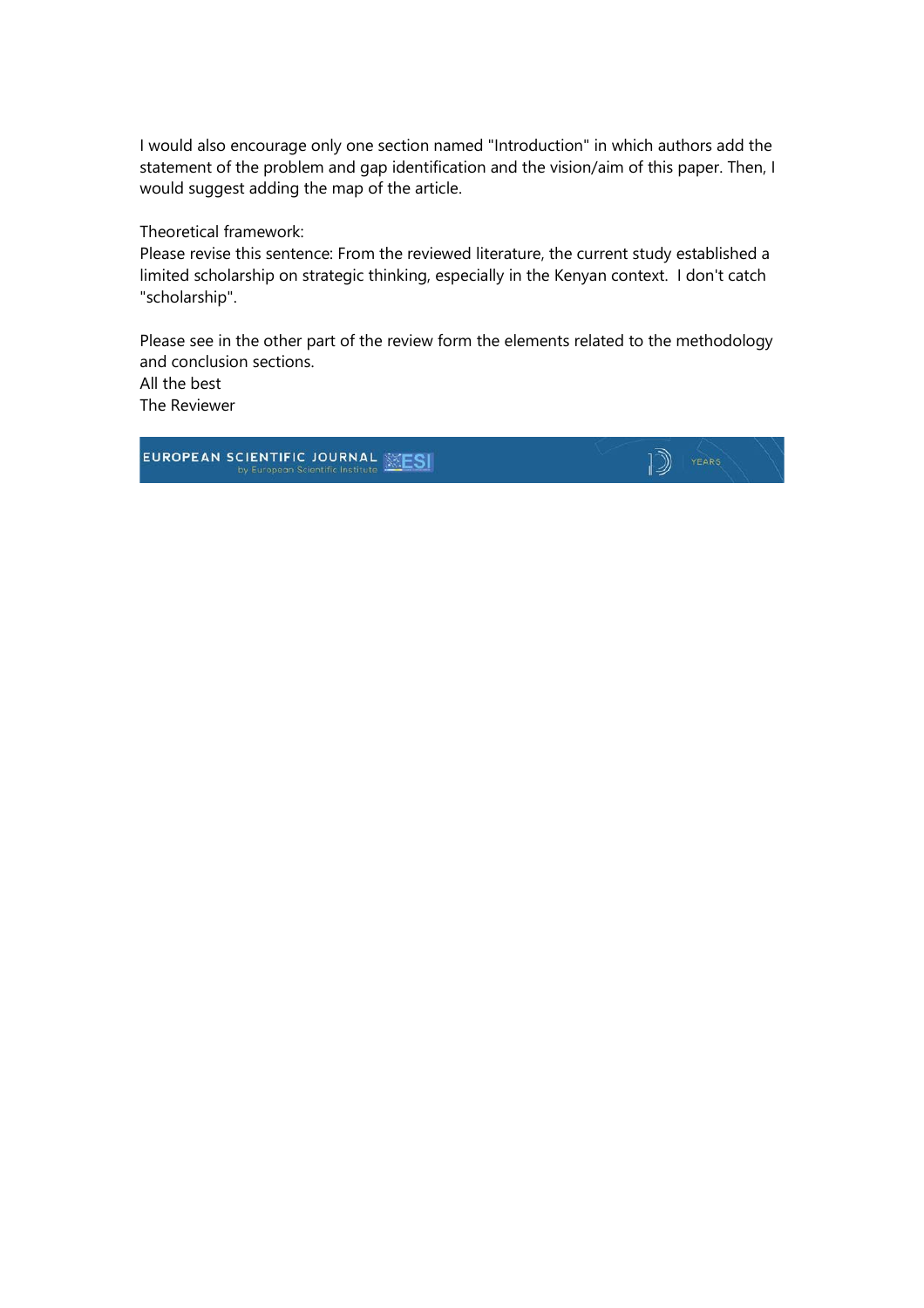I would also encourage only one section named "Introduction" in which authors add the statement of the problem and gap identification and the vision/aim of this paper. Then, I would suggest adding the map of the article.

Theoretical framework:
Please revise this sentence: From the reviewed literature, the current study established a limited scholarship on strategic thinking, especially in the Kenyan context. I don't catch "scholarship".

Please see in the other part of the review form the elements related to the methodology and conclusion sections.
All the best
The Reviewer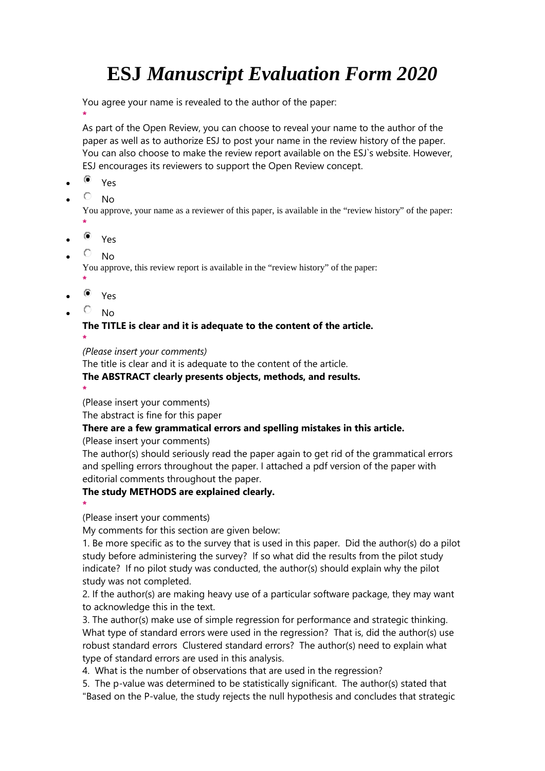# ESJ *Manuscript Evaluation Form 2020*

You agree your name is revealed to the author of the paper:

*

As part of the Open Review, you can choose to reveal your name to the author of the paper as well as to authorize ESJ to post your name in the review history of the paper. You can also choose to make the review report available on the ESJ`s website. However, ESJ encourages its reviewers to support the Open Review concept.

- (x) Yes
- ( ) No

You approve, your name as a reviewer of this paper, is available in the "review history" of the paper:

*

- (x) Yes
- ( ) No

You approve, this review report is available in the "review history" of the paper:

*

- (x) Yes
- ( ) No

**The TITLE is clear and it is adequate to the content of the article.**

*

*(Please insert your comments)*

The title is clear and it is adequate to the content of the article.

**The ABSTRACT clearly presents objects, methods, and results.**

*

(Please insert your comments)

The abstract is fine for this paper

**There are a few grammatical errors and spelling mistakes in this article.**

(Please insert your comments)

The author(s) should seriously read the paper again to get rid of the grammatical errors and spelling errors throughout the paper. I attached a pdf version of the paper with editorial comments throughout the paper.

**The study METHODS are explained clearly.**

*

(Please insert your comments)

My comments for this section are given below:

1. Be more specific as to the survey that is used in this paper. Did the author(s) do a pilot study before administering the survey? If so what did the results from the pilot study indicate? If no pilot study was conducted, the author(s) should explain why the pilot study was not completed.
2. If the author(s) are making heavy use of a particular software package, they may want to acknowledge this in the text.
3. The author(s) make use of simple regression for performance and strategic thinking. What type of standard errors were used in the regression? That is, did the author(s) use robust standard errors Clustered standard errors? The author(s) need to explain what type of standard errors are used in this analysis.
4. What is the number of observations that are used in the regression?
5. The p-value was determined to be statistically significant. The author(s) stated that "Based on the P-value, the study rejects the null hypothesis and concludes that strategic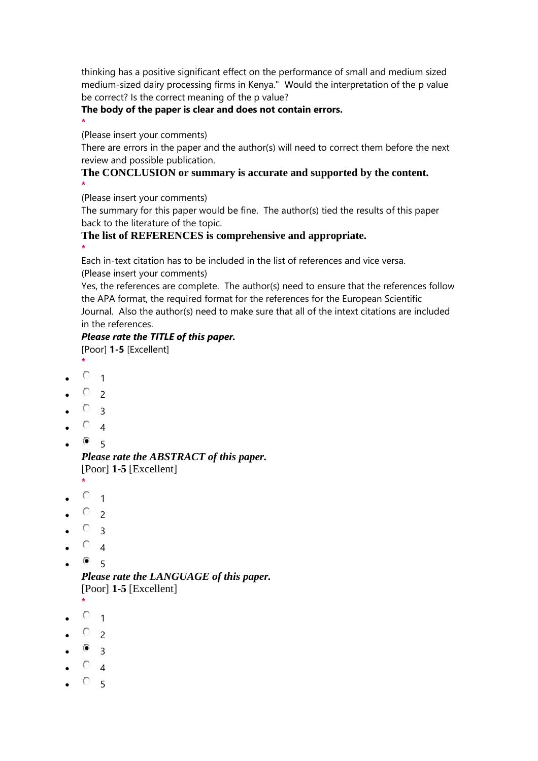thinking has a positive significant effect on the performance of small and medium sized medium-sized dairy processing firms in Kenya." Would the interpretation of the p value be correct? Is the correct meaning of the p value?

**The body of the paper is clear and does not contain errors.**
*

(Please insert your comments)
There are errors in the paper and the author(s) will need to correct them before the next review and possible publication.

**The CONCLUSION or summary is accurate and supported by the content.**
*

(Please insert your comments)
The summary for this paper would be fine. The author(s) tied the results of this paper back to the literature of the topic.

**The list of REFERENCES is comprehensive and appropriate.**
*

Each in-text citation has to be included in the list of references and vice versa.
(Please insert your comments)
Yes, the references are complete. The author(s) need to ensure that the references follow the APA format, the required format for the references for the European Scientific Journal. Also the author(s) need to make sure that all of the intext citations are included in the references.

***Please rate the TITLE of this paper.***
[Poor] **1-5** [Excellent]
*

- ○ 1
- ○ 2
- ○ 3
- ○ 4
- ◉ 5

***Please rate the ABSTRACT of this paper.***
[Poor] **1-5** [Excellent]
*

- ○ 1
- ○ 2
- ○ 3
- ○ 4
- ◉ 5

***Please rate the LANGUAGE of this paper.***
[Poor] **1-5** [Excellent]
*

- ○ 1
- ○ 2
- ◉ 3
- ○ 4
- ○ 5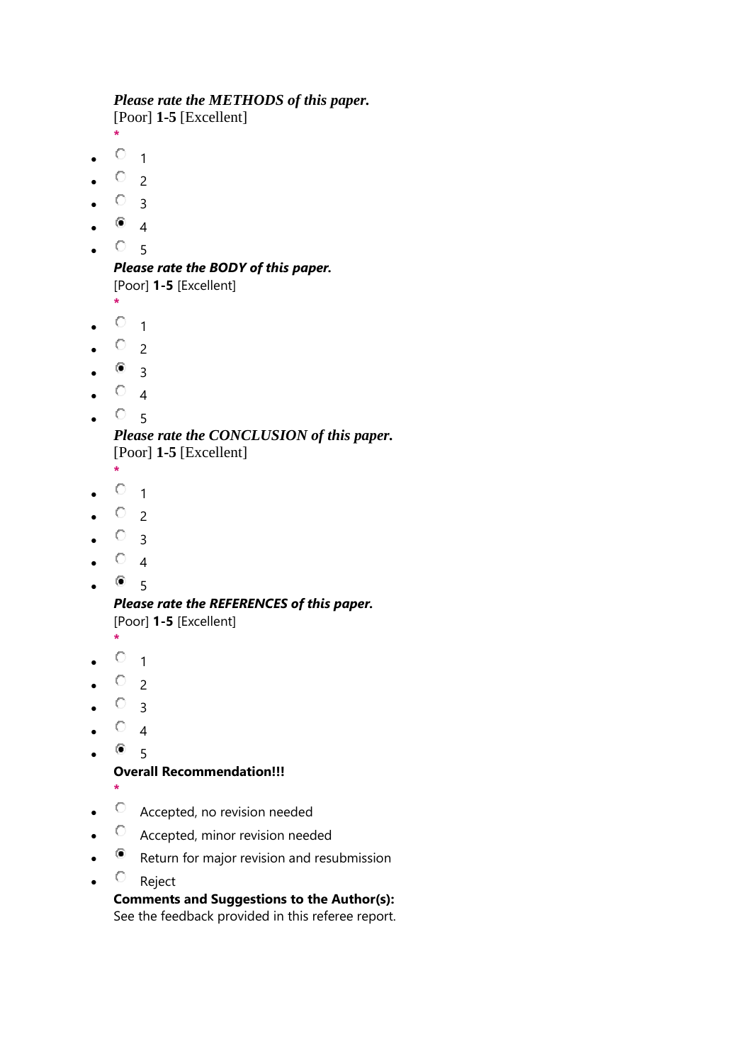***Please rate the METHODS of this paper.***
[Poor] **1-5** [Excellent]
*

- ○ 1
- ○ 2
- ○ 3
- ◉ 4
- ○ 5

***Please rate the BODY of this paper.***
[Poor] **1-5** [Excellent]
*

- ○ 1
- ○ 2
- ◉ 3
- ○ 4
- ○ 5

***Please rate the CONCLUSION of this paper.***
[Poor] **1-5** [Excellent]
*

- ○ 1
- ○ 2
- ○ 3
- ○ 4
- ◉ 5

***Please rate the REFERENCES of this paper.***
[Poor] **1-5** [Excellent]
*

- ○ 1
- ○ 2
- ○ 3
- ○ 4
- ◉ 5

**Overall Recommendation!!!**
*

- ○ Accepted, no revision needed
- ○ Accepted, minor revision needed
- ◉ Return for major revision and resubmission
- ○ Reject

**Comments and Suggestions to the Author(s):**
See the feedback provided in this referee report.